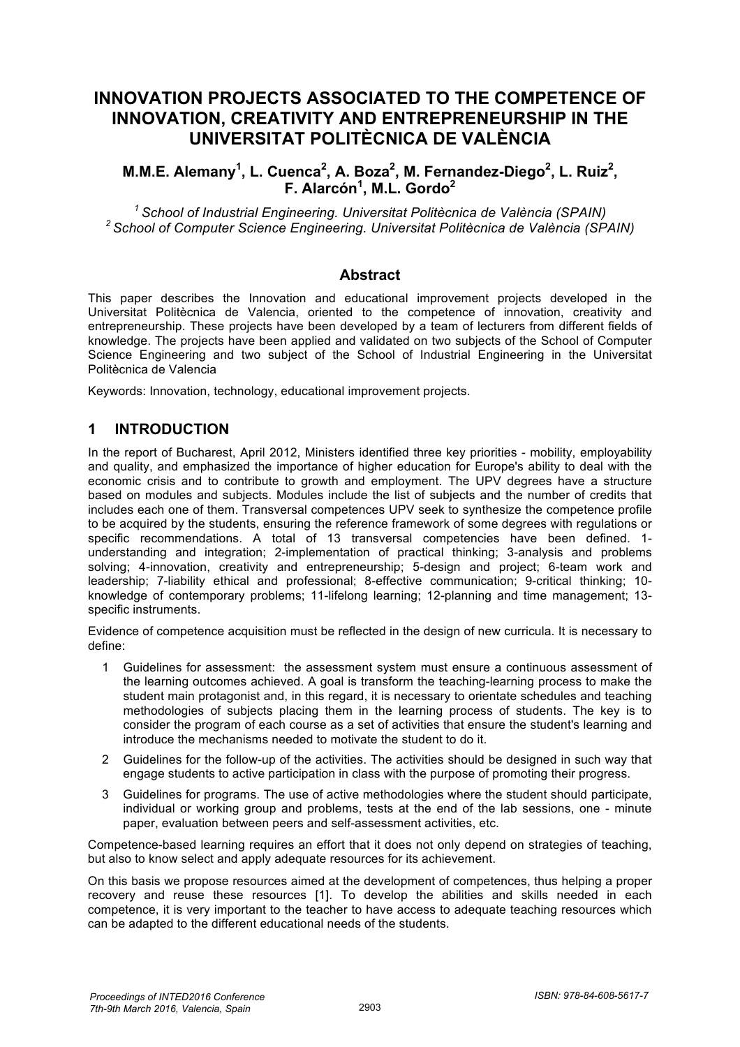# INNOVATION PROJECTS ASSOCIATED TO THE COMPETENCE OF INNOVATION, CREATIVITY AND ENTREPRENEURSHIP IN THE UNIVERSITAT POLITÈCNICA DE VALÈNCIA

**M.M.E. Alemany[1], L. Cuenca[2], A. Boza[2], M. Fernandez-Diego[2], L. Ruiz[2], F. Alarcón[1], M.L. Gordo[2]**

*[1] School of Industrial Engineering. Universitat Politècnica de València (SPAIN)*
*[2] School of Computer Science Engineering. Universitat Politècnica de València (SPAIN)*

## Abstract

This paper describes the Innovation and educational improvement projects developed in the Universitat Politècnica de Valencia, oriented to the competence of innovation, creativity and entrepreneurship. These projects have been developed by a team of lecturers from different fields of knowledge. The projects have been applied and validated on two subjects of the School of Computer Science Engineering and two subject of the School of Industrial Engineering in the Universitat Politècnica de Valencia

Keywords: Innovation, technology, educational improvement projects.

## 1 INTRODUCTION

In the report of Bucharest, April 2012, Ministers identified three key priorities - mobility, employability and quality, and emphasized the importance of higher education for Europe's ability to deal with the economic crisis and to contribute to growth and employment. The UPV degrees have a structure based on modules and subjects. Modules include the list of subjects and the number of credits that includes each one of them. Transversal competences UPV seek to synthesize the competence profile to be acquired by the students, ensuring the reference framework of some degrees with regulations or specific recommendations. A total of 13 transversal competencies have been defined. 1-understanding and integration; 2-implementation of practical thinking; 3-analysis and problems solving; 4-innovation, creativity and entrepreneurship; 5-design and project; 6-team work and leadership; 7-liability ethical and professional; 8-effective communication; 9-critical thinking; 10-knowledge of contemporary problems; 11-lifelong learning; 12-planning and time management; 13-specific instruments.

Evidence of competence acquisition must be reflected in the design of new curricula. It is necessary to define:

1. Guidelines for assessment: the assessment system must ensure a continuous assessment of the learning outcomes achieved. A goal is transform the teaching-learning process to make the student main protagonist and, in this regard, it is necessary to orientate schedules and teaching methodologies of subjects placing them in the learning process of students. The key is to consider the program of each course as a set of activities that ensure the student's learning and introduce the mechanisms needed to motivate the student to do it.
2. Guidelines for the follow-up of the activities. The activities should be designed in such way that engage students to active participation in class with the purpose of promoting their progress.
3. Guidelines for programs. The use of active methodologies where the student should participate, individual or working group and problems, tests at the end of the lab sessions, one - minute paper, evaluation between peers and self-assessment activities, etc.

Competence-based learning requires an effort that it does not only depend on strategies of teaching, but also to know select and apply adequate resources for its achievement.

On this basis we propose resources aimed at the development of competences, thus helping a proper recovery and reuse these resources [1]. To develop the abilities and skills needed in each competence, it is very important to the teacher to have access to adequate teaching resources which can be adapted to the different educational needs of the students.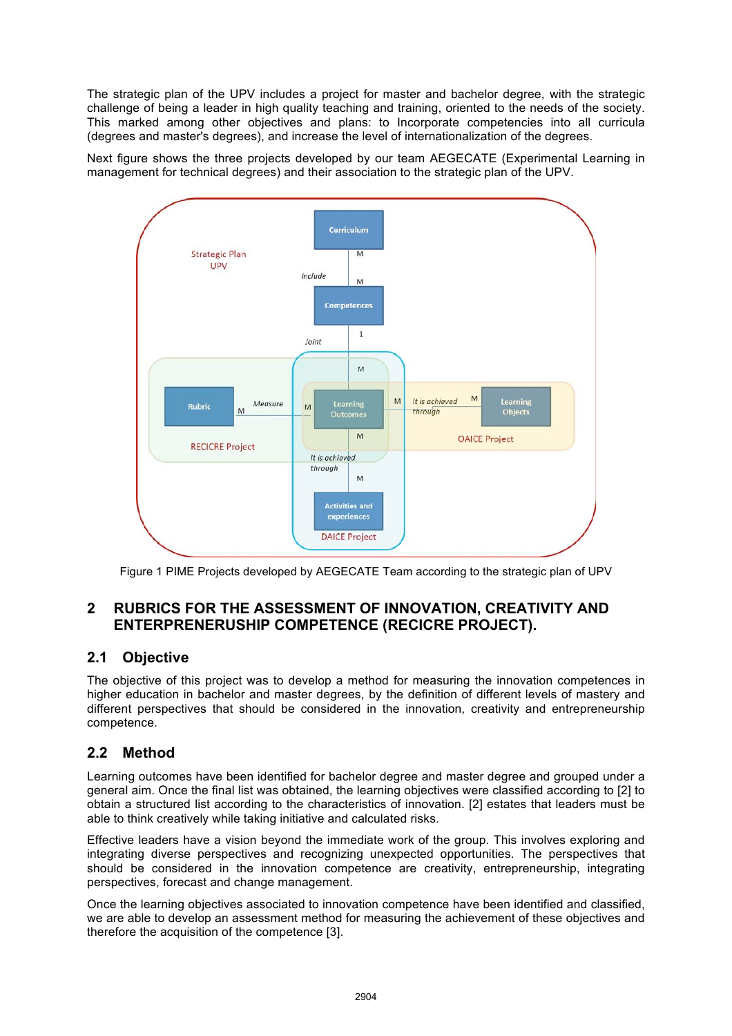The strategic plan of the UPV includes a project for master and bachelor degree, with the strategic challenge of being a leader in high quality teaching and training, oriented to the needs of the society. This marked among other objectives and plans: to Incorporate competencies into all curricula (degrees and master's degrees), and increase the level of internationalization of the degrees.

Next figure shows the three projects developed by our team AEGECATE (Experimental Learning in management for technical degrees) and their association to the strategic plan of the UPV.

Figure 1 PIME Projects developed by AEGECATE Team according to the strategic plan of UPV

## 2 RUBRICS FOR THE ASSESSMENT OF INNOVATION, CREATIVITY AND ENTERPRENERUSHIP COMPETENCE (RECICRE PROJECT).

### 2.1 Objective

The objective of this project was to develop a method for measuring the innovation competences in higher education in bachelor and master degrees, by the definition of different levels of mastery and different perspectives that should be considered in the innovation, creativity and entrepreneurship competence.

### 2.2 Method

Learning outcomes have been identified for bachelor degree and master degree and grouped under a general aim. Once the final list was obtained, the learning objectives were classified according to [2] to obtain a structured list according to the characteristics of innovation. [2] estates that leaders must be able to think creatively while taking initiative and calculated risks.

Effective leaders have a vision beyond the immediate work of the group. This involves exploring and integrating diverse perspectives and recognizing unexpected opportunities. The perspectives that should be considered in the innovation competence are creativity, entrepreneurship, integrating perspectives, forecast and change management.

Once the learning objectives associated to innovation competence have been identified and classified, we are able to develop an assessment method for measuring the achievement of these objectives and therefore the acquisition of the competence [3].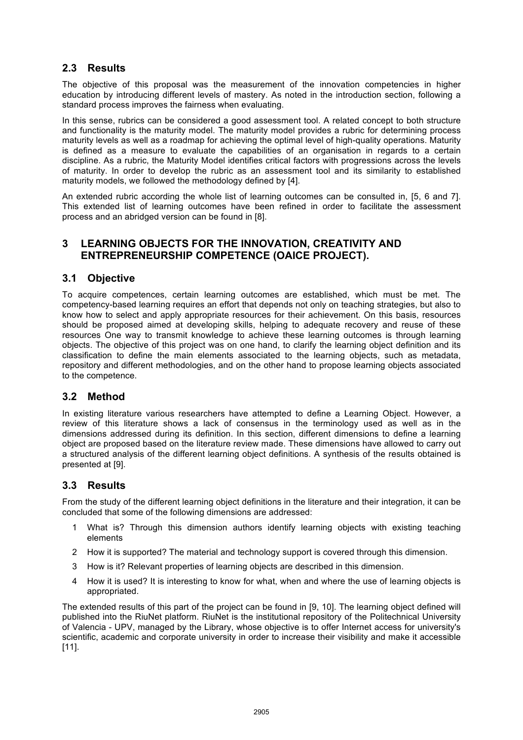## 2.3 Results

The objective of this proposal was the measurement of the innovation competencies in higher education by introducing different levels of mastery. As noted in the introduction section, following a standard process improves the fairness when evaluating.

In this sense, rubrics can be considered a good assessment tool. A related concept to both structure and functionality is the maturity model. The maturity model provides a rubric for determining process maturity levels as well as a roadmap for achieving the optimal level of high-quality operations. Maturity is defined as a measure to evaluate the capabilities of an organisation in regards to a certain discipline. As a rubric, the Maturity Model identifies critical factors with progressions across the levels of maturity. In order to develop the rubric as an assessment tool and its similarity to established maturity models, we followed the methodology defined by [4].

An extended rubric according the whole list of learning outcomes can be consulted in, [5, 6 and 7]. This extended list of learning outcomes have been refined in order to facilitate the assessment process and an abridged version can be found in [8].

# 3 LEARNING OBJECTS FOR THE INNOVATION, CREATIVITY AND ENTREPRENEURSHIP COMPETENCE (OAICE PROJECT).

## 3.1 Objective

To acquire competences, certain learning outcomes are established, which must be met. The competency-based learning requires an effort that depends not only on teaching strategies, but also to know how to select and apply appropriate resources for their achievement. On this basis, resources should be proposed aimed at developing skills, helping to adequate recovery and reuse of these resources One way to transmit knowledge to achieve these learning outcomes is through learning objects. The objective of this project was on one hand, to clarify the learning object definition and its classification to define the main elements associated to the learning objects, such as metadata, repository and different methodologies, and on the other hand to propose learning objects associated to the competence.

## 3.2 Method

In existing literature various researchers have attempted to define a Learning Object. However, a review of this literature shows a lack of consensus in the terminology used as well as in the dimensions addressed during its definition. In this section, different dimensions to define a learning object are proposed based on the literature review made. These dimensions have allowed to carry out a structured analysis of the different learning object definitions. A synthesis of the results obtained is presented at [9].

## 3.3 Results

From the study of the different learning object definitions in the literature and their integration, it can be concluded that some of the following dimensions are addressed:

1 What is? Through this dimension authors identify learning objects with existing teaching elements

2 How it is supported? The material and technology support is covered through this dimension.

3 How is it? Relevant properties of learning objects are described in this dimension.

4 How it is used? It is interesting to know for what, when and where the use of learning objects is appropriated.

The extended results of this part of the project can be found in [9, 10]. The learning object defined will published into the RiuNet platform. RiuNet is the institutional repository of the Politechnical University of Valencia - UPV, managed by the Library, whose objective is to offer Internet access for university's scientific, academic and corporate university in order to increase their visibility and make it accessible [11].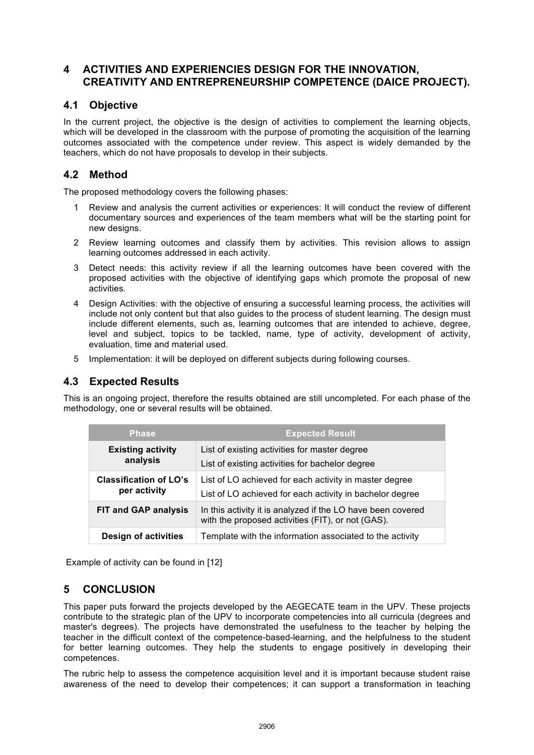## 4 ACTIVITIES AND EXPERIENCIES DESIGN FOR THE INNOVATION, CREATIVITY AND ENTREPRENEURSHIP COMPETENCE (DAICE PROJECT).

### 4.1 Objective

In the current project, the objective is the design of activities to complement the learning objects, which will be developed in the classroom with the purpose of promoting the acquisition of the learning outcomes associated with the competence under review. This aspect is widely demanded by the teachers, which do not have proposals to develop in their subjects.

### 4.2 Method

The proposed methodology covers the following phases:

1. Review and analysis the current activities or experiences: It will conduct the review of different documentary sources and experiences of the team members what will be the starting point for new designs.
2. Review learning outcomes and classify them by activities. This revision allows to assign learning outcomes addressed in each activity.
3. Detect needs: this activity review if all the learning outcomes have been covered with the proposed activities with the objective of identifying gaps which promote the proposal of new activities.
4. Design Activities: with the objective of ensuring a successful learning process, the activities will include not only content but that also guides to the process of student learning. The design must include different elements, such as, learning outcomes that are intended to achieve, degree, level and subject, topics to be tackled, name, type of activity, development of activity, evaluation, time and material used.
5. Implementation: it will be deployed on different subjects during following courses.

### 4.3 Expected Results

This is an ongoing project, therefore the results obtained are still uncompleted. For each phase of the methodology, one or several results will be obtained.

| Phase | Expected Result |
|---|---|
| **Existing activity analysis** | List of existing activities for master degree<br>List of existing activities for bachelor degree |
| **Classification of LO's per activity** | List of LO achieved for each activity in master degree<br>List of LO achieved for each activity in bachelor degree |
| **FIT and GAP analysis** | In this activity it is analyzed if the LO have been covered with the proposed activities (FIT), or not (GAS). |
| **Design of activities** | Template with the information associated to the activity |

Example of activity can be found in [12]

## 5 CONCLUSION

This paper puts forward the projects developed by the AEGECATE team in the UPV. These projects contribute to the strategic plan of the UPV to incorporate competencies into all curricula (degrees and master's degrees). The projects have demonstrated the usefulness to the teacher by helping the teacher in the difficult context of the competence-based-learning, and the helpfulness to the student for better learning outcomes. They help the students to engage positively in developing their competences.

The rubric help to assess the competence acquisition level and it is important because student raise awareness of the need to develop their competences; it can support a transformation in teaching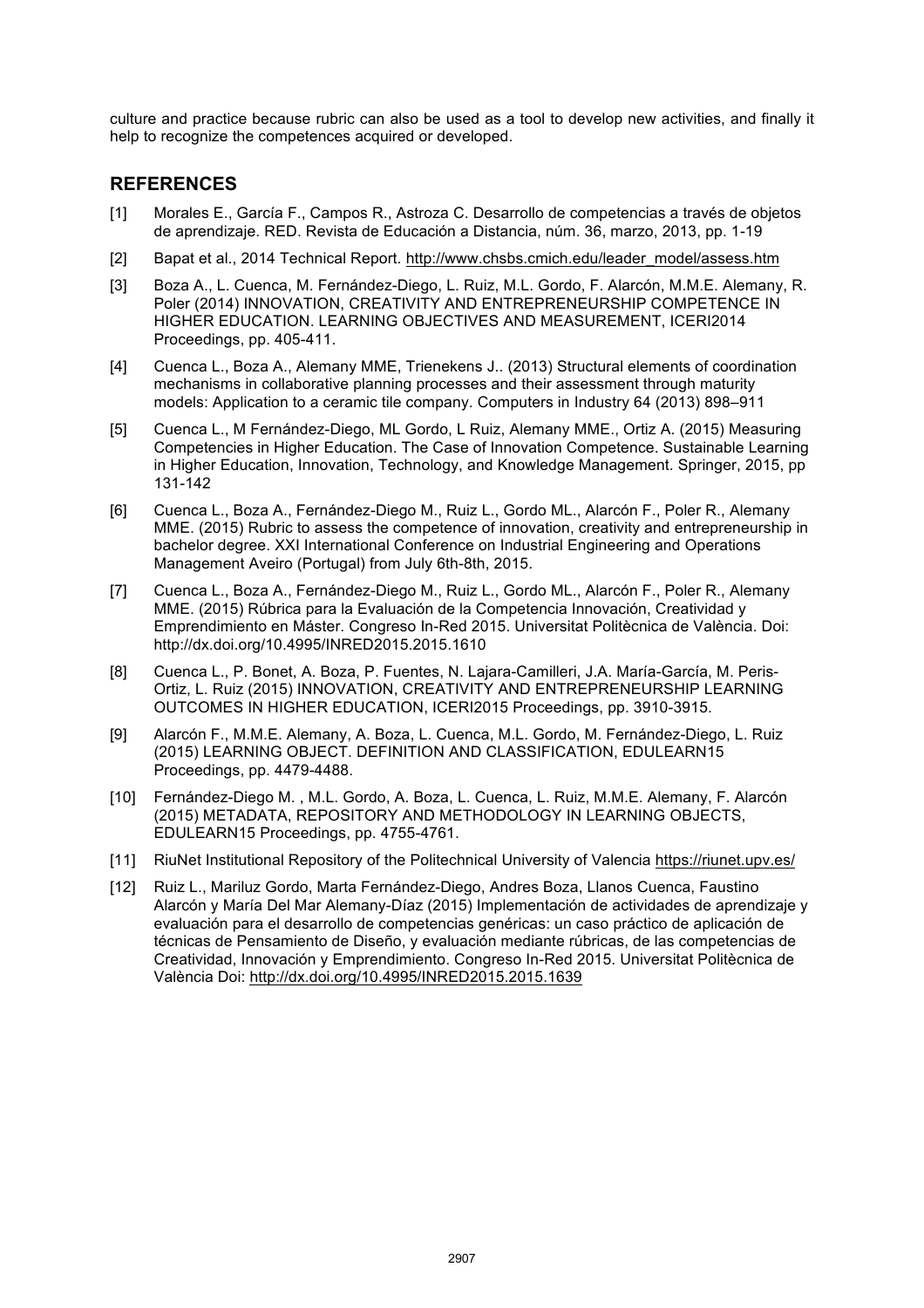culture and practice because rubric can also be used as a tool to develop new activities, and finally it help to recognize the competences acquired or developed.

## REFERENCES

[1] Morales E., García F., Campos R., Astroza C. Desarrollo de competencias a través de objetos de aprendizaje. RED. Revista de Educación a Distancia, núm. 36, marzo, 2013, pp. 1-19

[2] Bapat et al., 2014 Technical Report. http://www.chsbs.cmich.edu/leader_model/assess.htm

[3] Boza A., L. Cuenca, M. Fernández-Diego, L. Ruiz, M.L. Gordo, F. Alarcón, M.M.E. Alemany, R. Poler (2014) INNOVATION, CREATIVITY AND ENTREPRENEURSHIP COMPETENCE IN HIGHER EDUCATION. LEARNING OBJECTIVES AND MEASUREMENT, ICERI2014 Proceedings, pp. 405-411.

[4] Cuenca L., Boza A., Alemany MME, Trienekens J.. (2013) Structural elements of coordination mechanisms in collaborative planning processes and their assessment through maturity models: Application to a ceramic tile company. Computers in Industry 64 (2013) 898–911

[5] Cuenca L., M Fernández-Diego, ML Gordo, L Ruiz, Alemany MME., Ortiz A. (2015) Measuring Competencies in Higher Education. The Case of Innovation Competence. Sustainable Learning in Higher Education, Innovation, Technology, and Knowledge Management. Springer, 2015, pp 131-142

[6] Cuenca L., Boza A., Fernández-Diego M., Ruiz L., Gordo ML., Alarcón F., Poler R., Alemany MME. (2015) Rubric to assess the competence of innovation, creativity and entrepreneurship in bachelor degree. XXI International Conference on Industrial Engineering and Operations Management Aveiro (Portugal) from July 6th-8th, 2015.

[7] Cuenca L., Boza A., Fernández-Diego M., Ruiz L., Gordo ML., Alarcón F., Poler R., Alemany MME. (2015) Rúbrica para la Evaluación de la Competencia Innovación, Creatividad y Emprendimiento en Máster. Congreso In-Red 2015. Universitat Politècnica de València. Doi: http://dx.doi.org/10.4995/INRED2015.2015.1610

[8] Cuenca L., P. Bonet, A. Boza, P. Fuentes, N. Lajara-Camilleri, J.A. María-García, M. Peris-Ortiz, L. Ruiz (2015) INNOVATION, CREATIVITY AND ENTREPRENEURSHIP LEARNING OUTCOMES IN HIGHER EDUCATION, ICERI2015 Proceedings, pp. 3910-3915.

[9] Alarcón F., M.M.E. Alemany, A. Boza, L. Cuenca, M.L. Gordo, M. Fernández-Diego, L. Ruiz (2015) LEARNING OBJECT. DEFINITION AND CLASSIFICATION, EDULEARN15 Proceedings, pp. 4479-4488.

[10] Fernández-Diego M. , M.L. Gordo, A. Boza, L. Cuenca, L. Ruiz, M.M.E. Alemany, F. Alarcón (2015) METADATA, REPOSITORY AND METHODOLOGY IN LEARNING OBJECTS, EDULEARN15 Proceedings, pp. 4755-4761.

[11] RiuNet Institutional Repository of the Politechnical University of Valencia https://riunet.upv.es/

[12] Ruiz L., Mariluz Gordo, Marta Fernández-Diego, Andres Boza, Llanos Cuenca, Faustino Alarcón y María Del Mar Alemany-Díaz (2015) Implementación de actividades de aprendizaje y evaluación para el desarrollo de competencias genéricas: un caso práctico de aplicación de técnicas de Pensamiento de Diseño, y evaluación mediante rúbricas, de las competencias de Creatividad, Innovación y Emprendimiento. Congreso In-Red 2015. Universitat Politècnica de València Doi: http://dx.doi.org/10.4995/INRED2015.2015.1639